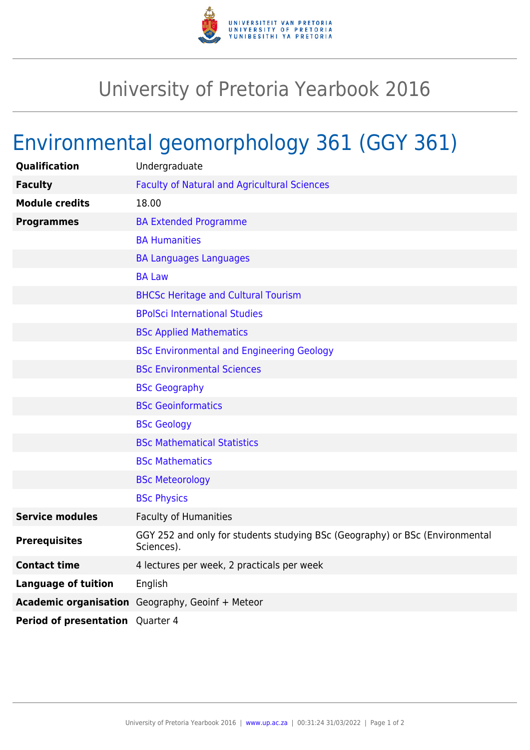# University of Pretoria Yearbook 2016

## Environmental geomorphology 361 (GGY 361)

| | |
|---|---|
| **Qualification** | Undergraduate |
| **Faculty** | Faculty of Natural and Agricultural Sciences |
| **Module credits** | 18.00 |
| **Programmes** | BA Extended Programme |
| | BA Humanities |
| | BA Languages Languages |
| | BA Law |
| | BHCSc Heritage and Cultural Tourism |
| | BPolSci International Studies |
| | BSc Applied Mathematics |
| | BSc Environmental and Engineering Geology |
| | BSc Environmental Sciences |
| | BSc Geography |
| | BSc Geoinformatics |
| | BSc Geology |
| | BSc Mathematical Statistics |
| | BSc Mathematics |
| | BSc Meteorology |
| | BSc Physics |
| **Service modules** | Faculty of Humanities |
| **Prerequisites** | GGY 252 and only for students studying BSc (Geography) or BSc (Environmental Sciences). |
| **Contact time** | 4 lectures per week, 2 practicals per week |
| **Language of tuition** | English |
| **Academic organisation** | Geography, Geoinf + Meteor |
| **Period of presentation** | Quarter 4 |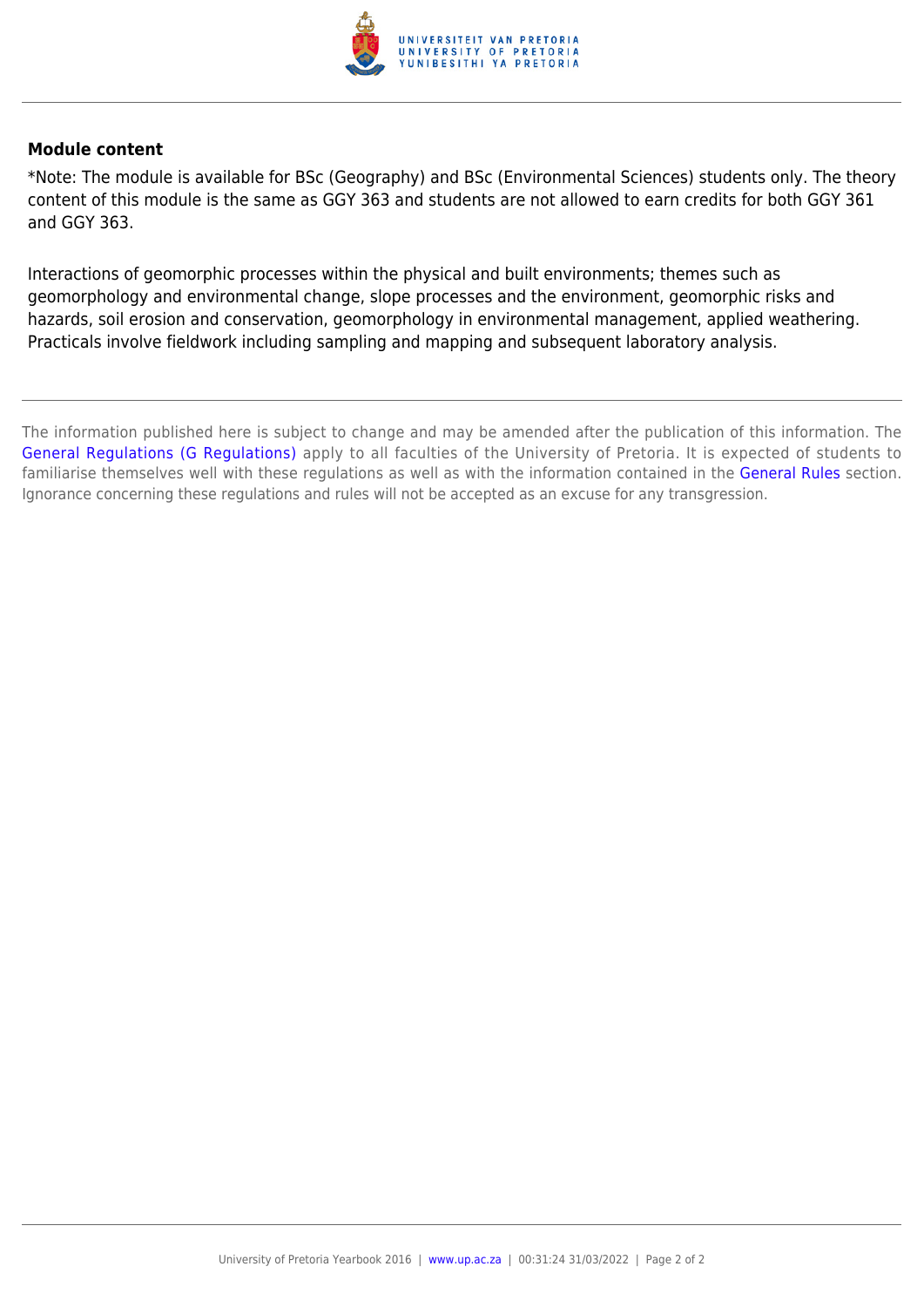### Module content

*Note: The module is available for BSc (Geography) and BSc (Environmental Sciences) students only. The theory content of this module is the same as GGY 363 and students are not allowed to earn credits for both GGY 361 and GGY 363.

Interactions of geomorphic processes within the physical and built environments; themes such as geomorphology and environmental change, slope processes and the environment, geomorphic risks and hazards, soil erosion and conservation, geomorphology in environmental management, applied weathering. Practicals involve fieldwork including sampling and mapping and subsequent laboratory analysis.

---

The information published here is subject to change and may be amended after the publication of this information. The General Regulations (G Regulations) apply to all faculties of the University of Pretoria. It is expected of students to familiarise themselves well with these regulations as well as with the information contained in the General Rules section. Ignorance concerning these regulations and rules will not be accepted as an excuse for any transgression.